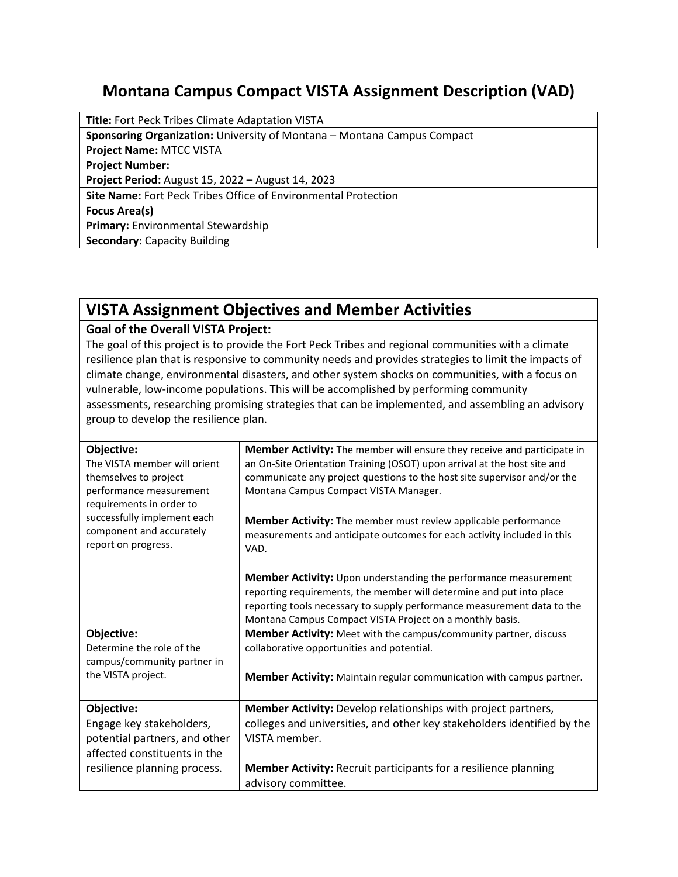# Montana Campus Compact VISTA Assignment Description (VAD)

| **Title:** Fort Peck Tribes Climate Adaptation VISTA |
|---|
| **Sponsoring Organization:** University of Montana – Montana Campus Compact |
| **Project Name:** MTCC VISTA |
| **Project Number:** |
| **Project Period:** August 15, 2022 – August 14, 2023 |
| **Site Name:** Fort Peck Tribes Office of Environmental Protection |
| **Focus Area(s)** |
| **Primary:** Environmental Stewardship |
| **Secondary:** Capacity Building |

## VISTA Assignment Objectives and Member Activities

### Goal of the Overall VISTA Project:

The goal of this project is to provide the Fort Peck Tribes and regional communities with a climate resilience plan that is responsive to community needs and provides strategies to limit the impacts of climate change, environmental disasters, and other system shocks on communities, with a focus on vulnerable, low-income populations. This will be accomplished by performing community assessments, researching promising strategies that can be implemented, and assembling an advisory group to develop the resilience plan.

| Objective | Member Activities |
|---|---|
| **Objective:** The VISTA member will orient themselves to project performance measurement requirements in order to successfully implement each component and accurately report on progress. | **Member Activity:** The member will ensure they receive and participate in an On-Site Orientation Training (OSOT) upon arrival at the host site and communicate any project questions to the host site supervisor and/or the Montana Campus Compact VISTA Manager.<br><br>**Member Activity:** The member must review applicable performance measurements and anticipate outcomes for each activity included in this VAD.<br><br>**Member Activity:** Upon understanding the performance measurement reporting requirements, the member will determine and put into place reporting tools necessary to supply performance measurement data to the Montana Campus Compact VISTA Project on a monthly basis. |
| **Objective:** Determine the role of the campus/community partner in the VISTA project. | **Member Activity:** Meet with the campus/community partner, discuss collaborative opportunities and potential.<br><br>**Member Activity:** Maintain regular communication with campus partner. |
| **Objective:** Engage key stakeholders, potential partners, and other affected constituents in the resilience planning process. | **Member Activity:** Develop relationships with project partners, colleges and universities, and other key stakeholders identified by the VISTA member.<br><br>**Member Activity:** Recruit participants for a resilience planning advisory committee. |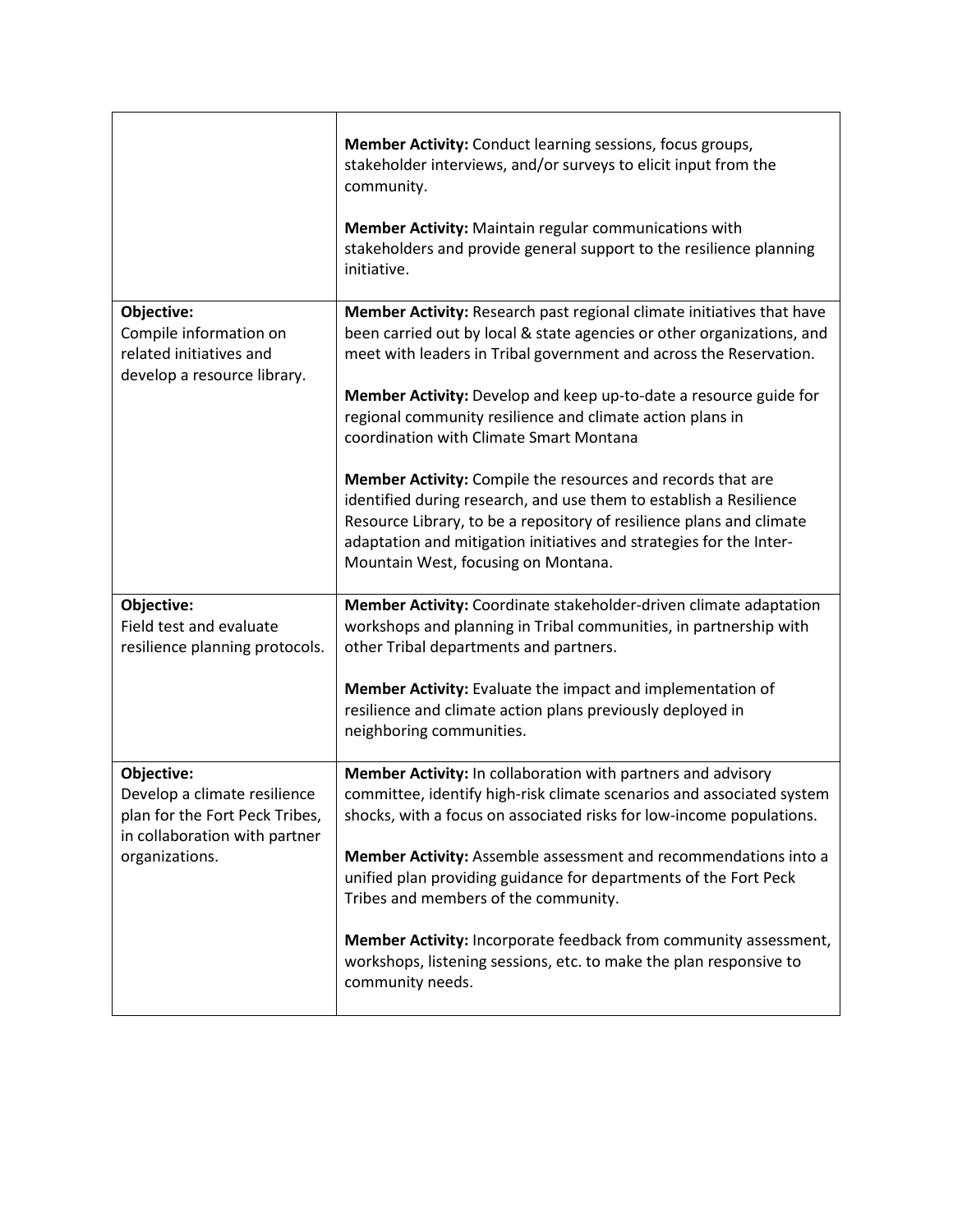| | |
|---|---|
| | **Member Activity:** Conduct learning sessions, focus groups, stakeholder interviews, and/or surveys to elicit input from the community.<br><br>**Member Activity:** Maintain regular communications with stakeholders and provide general support to the resilience planning initiative. |
| **Objective:**<br>Compile information on related initiatives and develop a resource library. | **Member Activity:** Research past regional climate initiatives that have been carried out by local & state agencies or other organizations, and meet with leaders in Tribal government and across the Reservation.<br><br>**Member Activity:** Develop and keep up-to-date a resource guide for regional community resilience and climate action plans in coordination with Climate Smart Montana<br><br>**Member Activity:** Compile the resources and records that are identified during research, and use them to establish a Resilience Resource Library, to be a repository of resilience plans and climate adaptation and mitigation initiatives and strategies for the Inter-Mountain West, focusing on Montana. |
| **Objective:**<br>Field test and evaluate resilience planning protocols. | **Member Activity:** Coordinate stakeholder-driven climate adaptation workshops and planning in Tribal communities, in partnership with other Tribal departments and partners.<br><br>**Member Activity:** Evaluate the impact and implementation of resilience and climate action plans previously deployed in neighboring communities. |
| **Objective:**<br>Develop a climate resilience plan for the Fort Peck Tribes, in collaboration with partner organizations. | **Member Activity:** In collaboration with partners and advisory committee, identify high-risk climate scenarios and associated system shocks, with a focus on associated risks for low-income populations.<br><br>**Member Activity:** Assemble assessment and recommendations into a unified plan providing guidance for departments of the Fort Peck Tribes and members of the community.<br><br>**Member Activity:** Incorporate feedback from community assessment, workshops, listening sessions, etc. to make the plan responsive to community needs. |